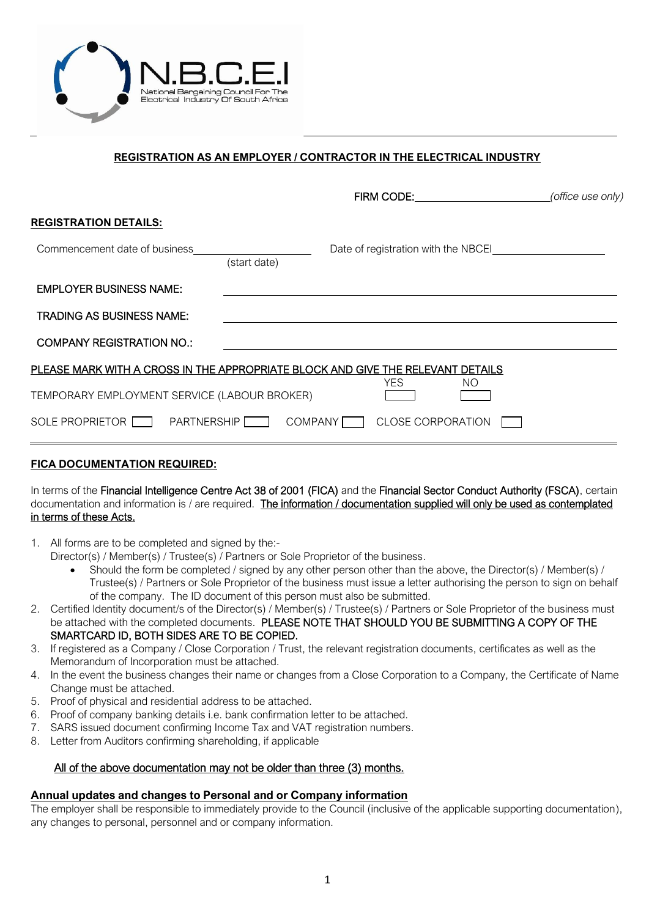N.B.C.E.I
National Bargaining Council For The Electrical Industry Of South Africa

## REGISTRATION AS AN EMPLOYER / CONTRACTOR IN THE ELECTRICAL INDUSTRY

FIRM CODE:\_\_\_\_\_\_\_\_\_\_\_\_\_\_\_\_\_\_\_\_\_\_\_\_*(office use only)*

### REGISTRATION DETAILS:

Commencement date of business\_\_\_\_\_\_\_\_\_\_\_\_\_\_\_\_\_\_\_\_ (start date)    Date of registration with the NBCEI\_\_\_\_\_\_\_\_\_\_\_\_\_\_\_\_\_\_\_\_

EMPLOYER BUSINESS NAME: \_\_\_\_\_\_\_\_\_\_\_\_\_\_\_\_\_\_\_\_\_\_\_\_\_\_\_\_\_\_\_\_\_\_\_\_\_\_\_\_

TRADING AS BUSINESS NAME: \_\_\_\_\_\_\_\_\_\_\_\_\_\_\_\_\_\_\_\_\_\_\_\_\_\_\_\_\_\_\_\_\_\_\_\_\_\_\_\_

COMPANY REGISTRATION NO.: \_\_\_\_\_\_\_\_\_\_\_\_\_\_\_\_\_\_\_\_\_\_\_\_\_\_\_\_\_\_\_\_\_\_\_\_\_\_\_\_

PLEASE MARK WITH A CROSS IN THE APPROPRIATE BLOCK AND GIVE THE RELEVANT DETAILS

TEMPORARY EMPLOYMENT SERVICE (LABOUR BROKER)    YES ☐    NO ☐

SOLE PROPRIETOR ☐    PARTNERSHIP ☐    COMPANY ☐    CLOSE CORPORATION ☐

### FICA DOCUMENTATION REQUIRED:

In terms of the Financial Intelligence Centre Act 38 of 2001 (FICA) and the Financial Sector Conduct Authority (FSCA), certain documentation and information is / are required. The information / documentation supplied will only be used as contemplated in terms of these Acts.

1. All forms are to be completed and signed by the:-
   Director(s) / Member(s) / Trustee(s) / Partners or Sole Proprietor of the business.
   - Should the form be completed / signed by any other person other than the above, the Director(s) / Member(s) / Trustee(s) / Partners or Sole Proprietor of the business must issue a letter authorising the person to sign on behalf of the company. The ID document of this person must also be submitted.
2. Certified Identity document/s of the Director(s) / Member(s) / Trustee(s) / Partners or Sole Proprietor of the business must be attached with the completed documents. PLEASE NOTE THAT SHOULD YOU BE SUBMITTING A COPY OF THE SMARTCARD ID, BOTH SIDES ARE TO BE COPIED.
3. If registered as a Company / Close Corporation / Trust, the relevant registration documents, certificates as well as the Memorandum of Incorporation must be attached.
4. In the event the business changes their name or changes from a Close Corporation to a Company, the Certificate of Name Change must be attached.
5. Proof of physical and residential address to be attached.
6. Proof of company banking details i.e. bank confirmation letter to be attached.
7. SARS issued document confirming Income Tax and VAT registration numbers.
8. Letter from Auditors confirming shareholding, if applicable

All of the above documentation may not be older than three (3) months.

### Annual updates and changes to Personal and or Company information

The employer shall be responsible to immediately provide to the Council (inclusive of the applicable supporting documentation), any changes to personal, personnel and or company information.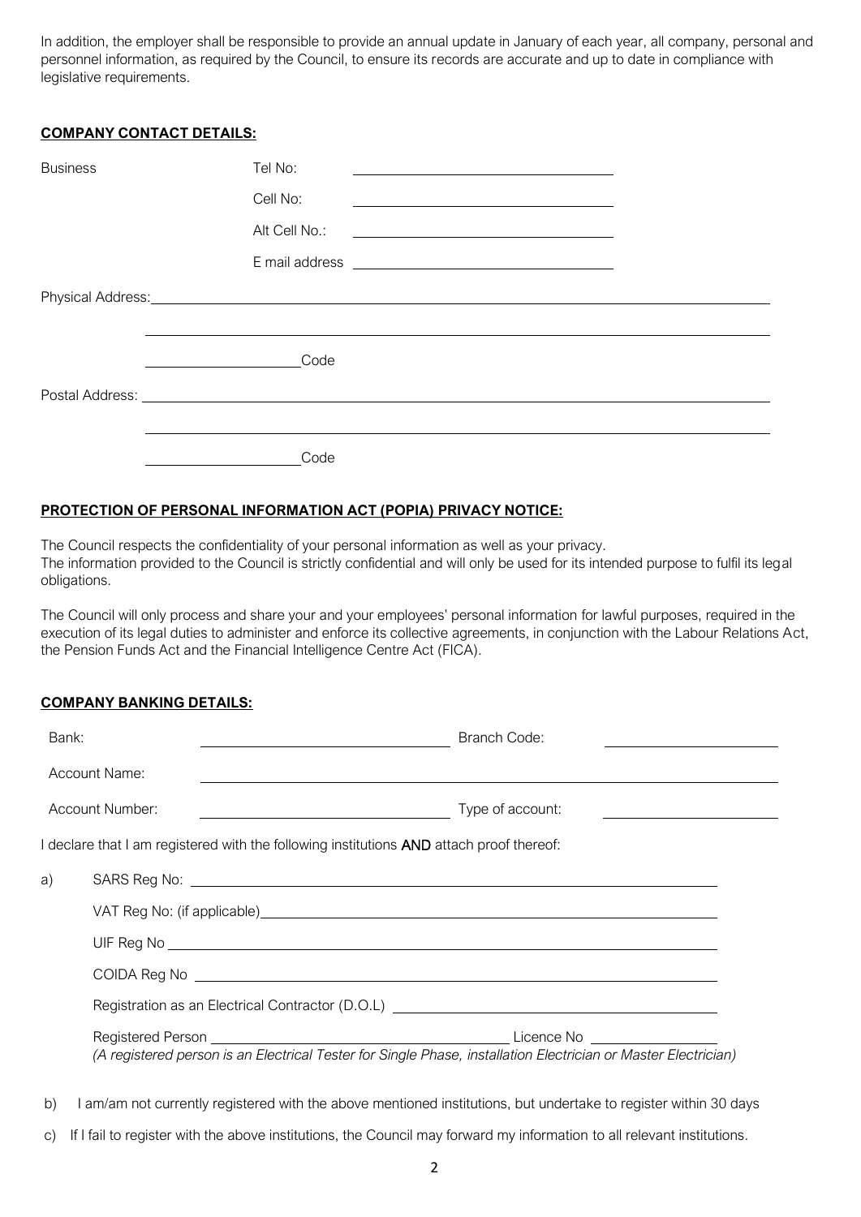In addition, the employer shall be responsible to provide an annual update in January of each year, all company, personal and personnel information, as required by the Council, to ensure its records are accurate and up to date in compliance with legislative requirements.

**COMPANY CONTACT DETAILS:**

Business Tel No: ______________________________

Cell No: ______________________________

Alt Cell No.: ______________________________

E mail address ______________________________

Physical Address: ______________________________________________________________

______________________________________________________________

____________________ Code

Postal Address: ______________________________________________________________

______________________________________________________________

____________________ Code

**PROTECTION OF PERSONAL INFORMATION ACT (POPIA) PRIVACY NOTICE:**

The Council respects the confidentiality of your personal information as well as your privacy.
The information provided to the Council is strictly confidential and will only be used for its intended purpose to fulfil its legal obligations.

The Council will only process and share your and your employees' personal information for lawful purposes, required in the execution of its legal duties to administer and enforce its collective agreements, in conjunction with the Labour Relations Act, the Pension Funds Act and the Financial Intelligence Centre Act (FICA).

**COMPANY BANKING DETAILS:**

Bank: ______________________________ Branch Code: ____________________

Account Name: ______________________________________________________________

Account Number: ______________________________ Type of account: ____________________

I declare that I am registered with the following institutions **AND** attach proof thereof:

a) SARS Reg No: ______________________________________________________________

VAT Reg No: (if applicable)______________________________________________________

UIF Reg No ______________________________________________________________

COIDA Reg No ______________________________________________________________

Registration as an Electrical Contractor (D.O.L) ______________________________________

Registered Person ______________________________ Licence No ____________________
*(A registered person is an Electrical Tester for Single Phase, installation Electrician or Master Electrician)*

b) I am/am not currently registered with the above mentioned institutions, but undertake to register within 30 days

c) If I fail to register with the above institutions, the Council may forward my information to all relevant institutions.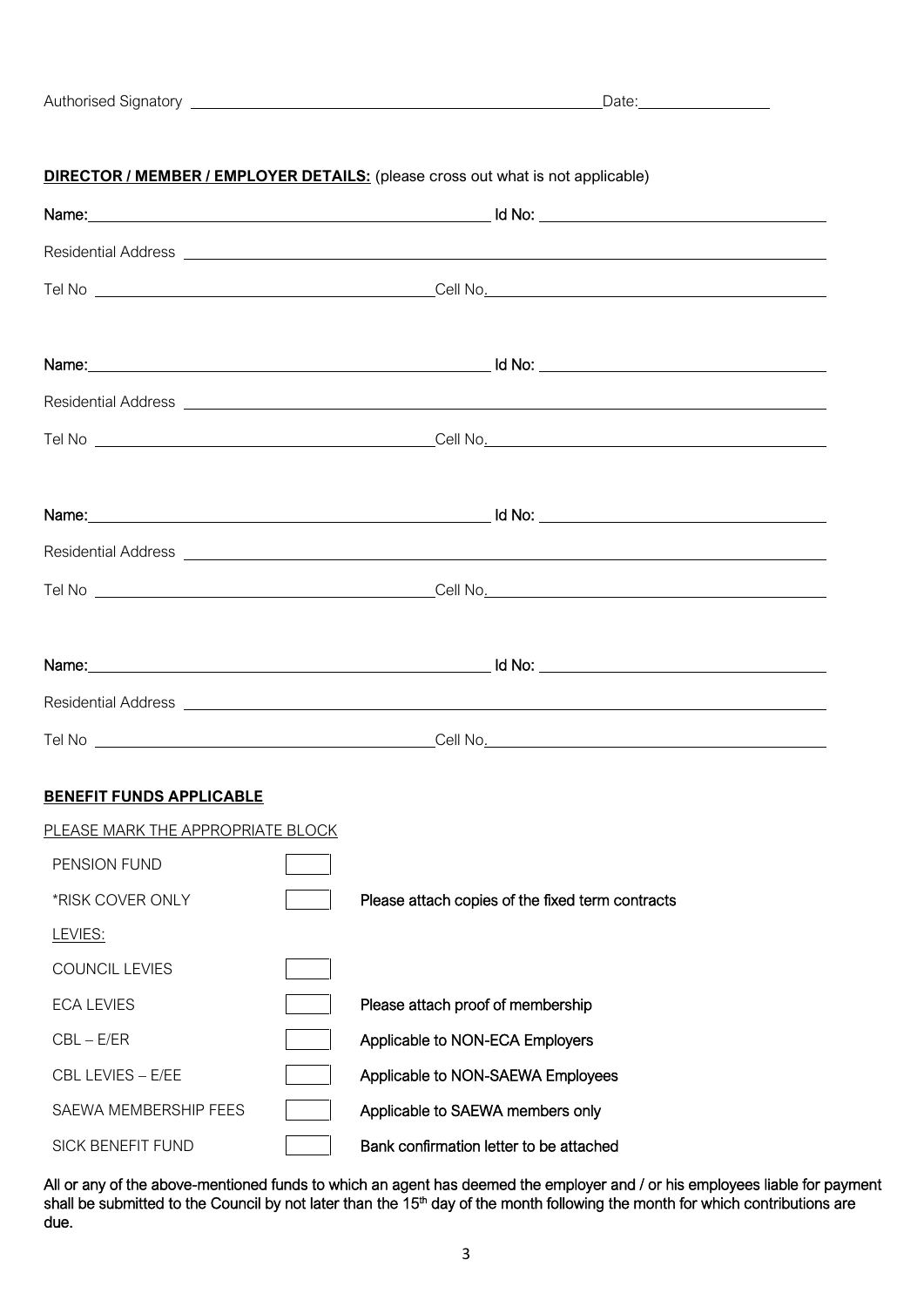Authorised Signatory ______________________________________________ Date: ______________

**DIRECTOR / MEMBER / EMPLOYER DETAILS:** (please cross out what is not applicable)

Name: ______________________________________________ Id No: ______________________________

Residential Address ______________________________________________________________________

Tel No ______________________________________ Cell No. ______________________________________

Name: ______________________________________________ Id No: ______________________________

Residential Address ______________________________________________________________________

Tel No ______________________________________ Cell No. ______________________________________

Name: ______________________________________________ Id No: ______________________________

Residential Address ______________________________________________________________________

Tel No ______________________________________ Cell No. ______________________________________

Name: ______________________________________________ Id No: ______________________________

Residential Address ______________________________________________________________________

Tel No ______________________________________ Cell No. ______________________________________

**BENEFIT FUNDS APPLICABLE**

PLEASE MARK THE APPROPRIATE BLOCK

| | | |
|---|---|---|
| PENSION FUND | ☐ | |
| *RISK COVER ONLY | ☐ | Please attach copies of the fixed term contracts |
| LEVIES: | | |
| COUNCIL LEVIES | ☐ | |
| ECA LEVIES | ☐ | Please attach proof of membership |
| CBL – E/ER | ☐ | Applicable to NON-ECA Employers |
| CBL LEVIES – E/EE | ☐ | Applicable to NON-SAEWA Employees |
| SAEWA MEMBERSHIP FEES | ☐ | Applicable to SAEWA members only |
| SICK BENEFIT FUND | ☐ | Bank confirmation letter to be attached |

All or any of the above-mentioned funds to which an agent has deemed the employer and / or his employees liable for payment shall be submitted to the Council by not later than the 15th day of the month following the month for which contributions are due.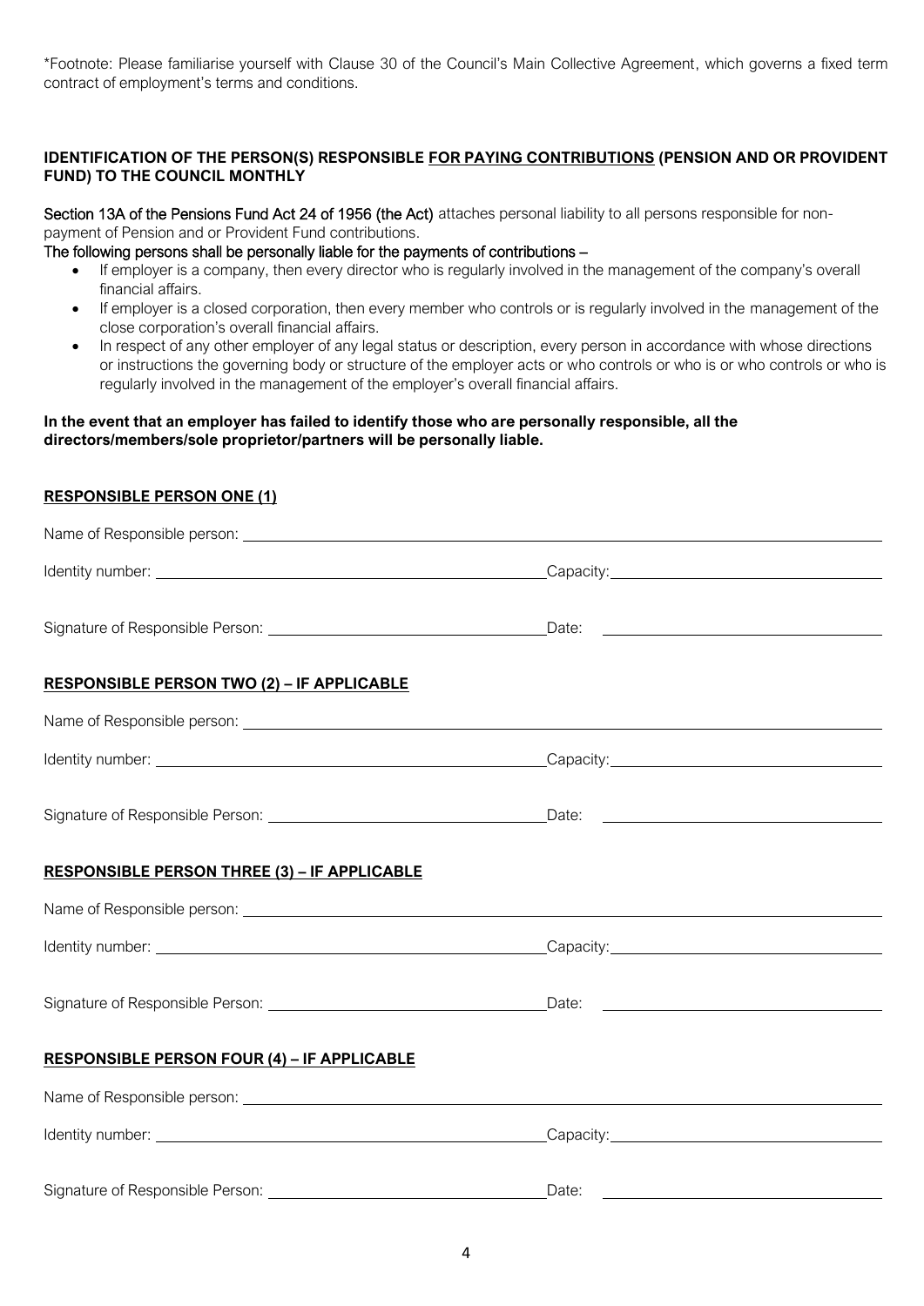*Footnote: Please familiarise yourself with Clause 30 of the Council's Main Collective Agreement, which governs a fixed term contract of employment's terms and conditions.

**IDENTIFICATION OF THE PERSON(S) RESPONSIBLE <u>FOR PAYING CONTRIBUTIONS</u> (PENSION AND OR PROVIDENT FUND) TO THE COUNCIL MONTHLY**

Section 13A of the Pensions Fund Act 24 of 1956 (the Act) attaches personal liability to all persons responsible for non-payment of Pension and or Provident Fund contributions.

The following persons shall be personally liable for the payments of contributions –

- If employer is a company, then every director who is regularly involved in the management of the company's overall financial affairs.
- If employer is a closed corporation, then every member who controls or is regularly involved in the management of the close corporation's overall financial affairs.
- In respect of any other employer of any legal status or description, every person in accordance with whose directions or instructions the governing body or structure of the employer acts or who controls or who is or who controls or who is regularly involved in the management of the employer's overall financial affairs.

**In the event that an employer has failed to identify those who are personally responsible, all the directors/members/sole proprietor/partners will be personally liable.**

**<u>RESPONSIBLE PERSON ONE (1)</u>**

Name of Responsible person: ____________________________________________

Identity number: ______________________________ Capacity: ______________________

Signature of Responsible Person: ______________________ Date: ______________________

**<u>RESPONSIBLE PERSON TWO (2) – IF APPLICABLE</u>**

Name of Responsible person: ____________________________________________

Identity number: ______________________________ Capacity: ______________________

Signature of Responsible Person: ______________________ Date: ______________________

**<u>RESPONSIBLE PERSON THREE (3) – IF APPLICABLE</u>**

Name of Responsible person: ____________________________________________

Identity number: ______________________________ Capacity: ______________________

Signature of Responsible Person: ______________________ Date: ______________________

**<u>RESPONSIBLE PERSON FOUR (4) – IF APPLICABLE</u>**

Name of Responsible person: ____________________________________________

Identity number: ______________________________ Capacity: ______________________

Signature of Responsible Person: ______________________ Date: ______________________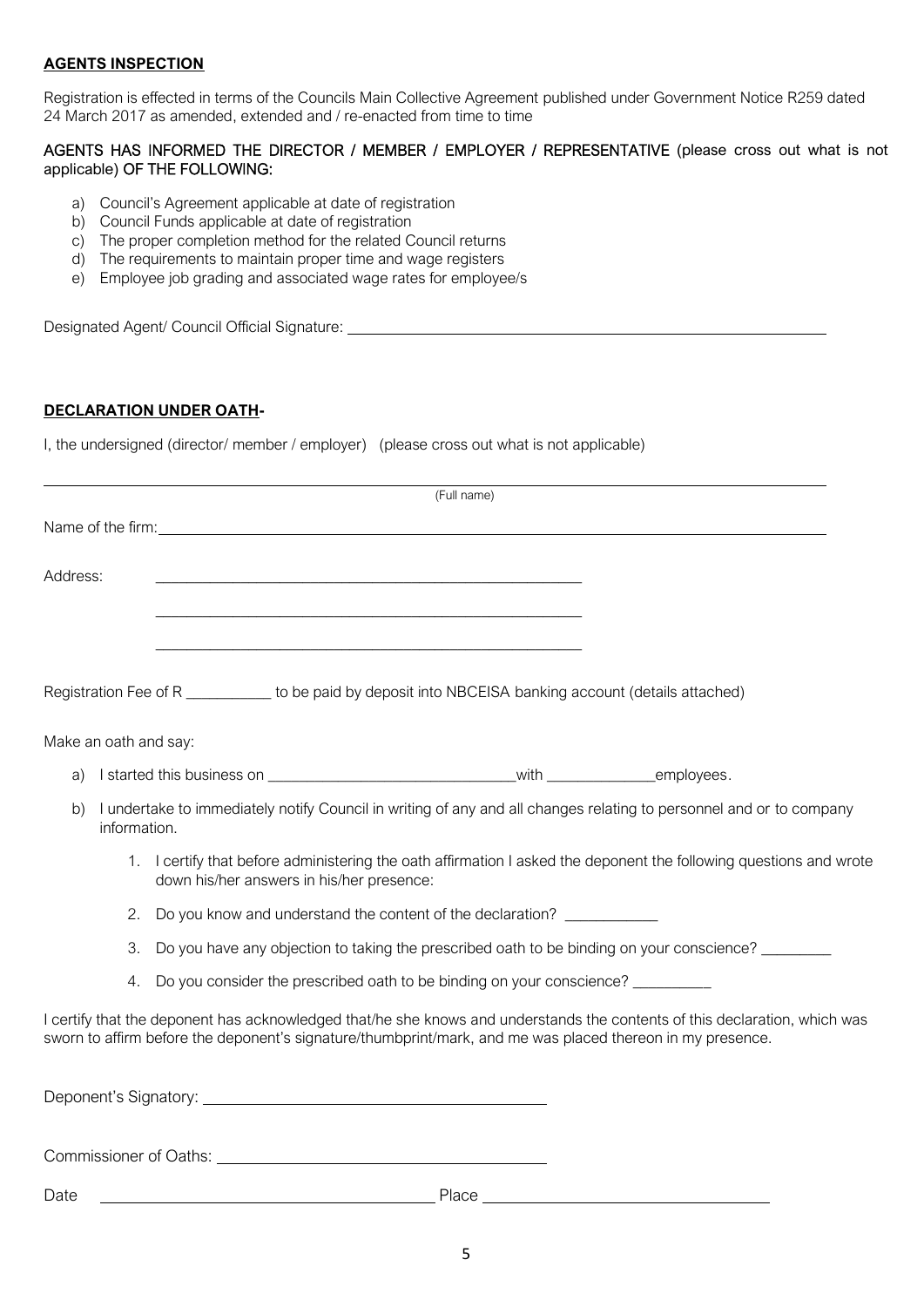**AGENTS INSPECTION**

Registration is effected in terms of the Councils Main Collective Agreement published under Government Notice R259 dated 24 March 2017 as amended, extended and / re-enacted from time to time

AGENTS HAS INFORMED THE DIRECTOR / MEMBER / EMPLOYER / REPRESENTATIVE (please cross out what is not applicable) OF THE FOLLOWING:

a) Council's Agreement applicable at date of registration
b) Council Funds applicable at date of registration
c) The proper completion method for the related Council returns
d) The requirements to maintain proper time and wage registers
e) Employee job grading and associated wage rates for employee/s

Designated Agent/ Council Official Signature: ______________________________

**DECLARATION UNDER OATH-**

I, the undersigned (director/ member / employer) (please cross out what is not applicable)

______________________________________________________________
(Full name)

Name of the firm: ______________________________________________

Address: ______________________________________________

______________________________________________

______________________________________________

Registration Fee of R ___________ to be paid by deposit into NBCEISA banking account (details attached)

Make an oath and say:

a) I started this business on ______________________________with _____________employees.

b) I undertake to immediately notify Council in writing of any and all changes relating to personnel and or to company information.

   1. I certify that before administering the oath affirmation I asked the deponent the following questions and wrote down his/her answers in his/her presence:
   2. Do you know and understand the content of the declaration? ___________
   3. Do you have any objection to taking the prescribed oath to be binding on your conscience? ________
   4. Do you consider the prescribed oath to be binding on your conscience? _________

I certify that the deponent has acknowledged that/he she knows and understands the contents of this declaration, which was sworn to affirm before the deponent's signature/thumbprint/mark, and me was placed thereon in my presence.

Deponent's Signatory: ______________________________

Commissioner of Oaths: ______________________________

Date ______________________________ Place ______________________________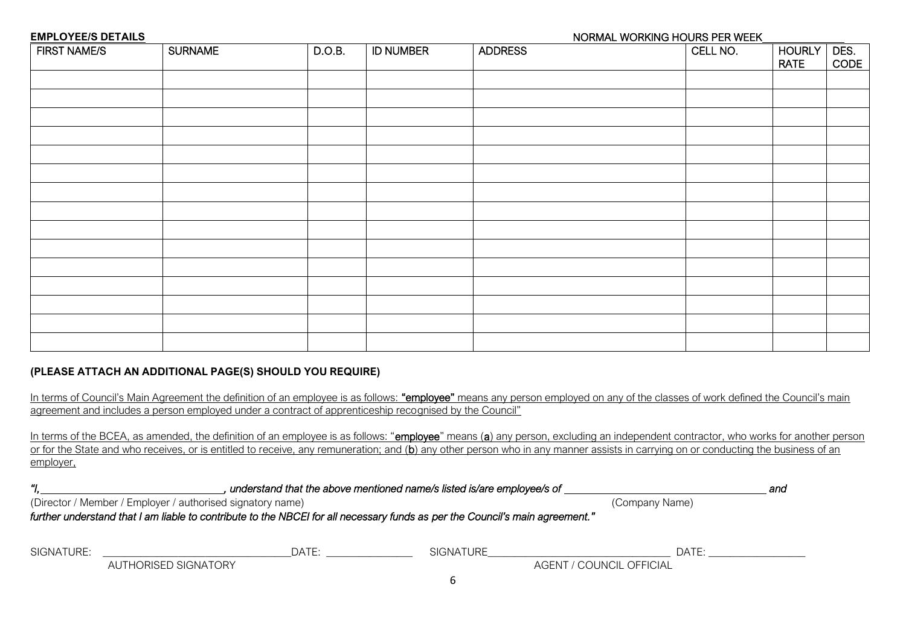**EMPLOYEE/S DETAILS**

NORMAL WORKING HOURS PER WEEK_______________

| FIRST NAME/S | SURNAME | D.O.B. | ID NUMBER | ADDRESS | CELL NO. | HOURLY RATE | DES. CODE |
|---|---|---|---|---|---|---|---|
| | | | | | | | |
| | | | | | | | |
| | | | | | | | |
| | | | | | | | |
| | | | | | | | |
| | | | | | | | |
| | | | | | | | |
| | | | | | | | |
| | | | | | | | |
| | | | | | | | |
| | | | | | | | |
| | | | | | | | |
| | | | | | | | |
| | | | | | | | |
| | | | | | | | |

**(PLEASE ATTACH AN ADDITIONAL PAGE(S) SHOULD YOU REQUIRE)**

In terms of Council's Main Agreement the definition of an employee is as follows: **"employee"** means any person employed on any of the classes of work defined the Council's main agreement and includes a person employed under a contract of apprenticeship recognised by the Council"

In terms of the BCEA, as amended, the definition of an employee is as follows: "**employee**" means (**a**) any person, excluding an independent contractor, who works for another person or for the State and who receives, or is entitled to receive, any remuneration; and (**b**) any other person who in any manner assists in carrying on or conducting the business of an employer,

*"I, _________________________________, understand that the above mentioned name/s listed is/are employee/s of _____________________________________ and*

(Director / Member / Employer / authorised signatory name) (Company Name)

*further understand that I am liable to contribute to the NBCEI for all necessary funds as per the Council's main agreement."*

SIGNATURE: _________________________________ DATE: _______________ SIGNATURE_________________________________ DATE: _________________

AUTHORISED SIGNATORY AGENT / COUNCIL OFFICIAL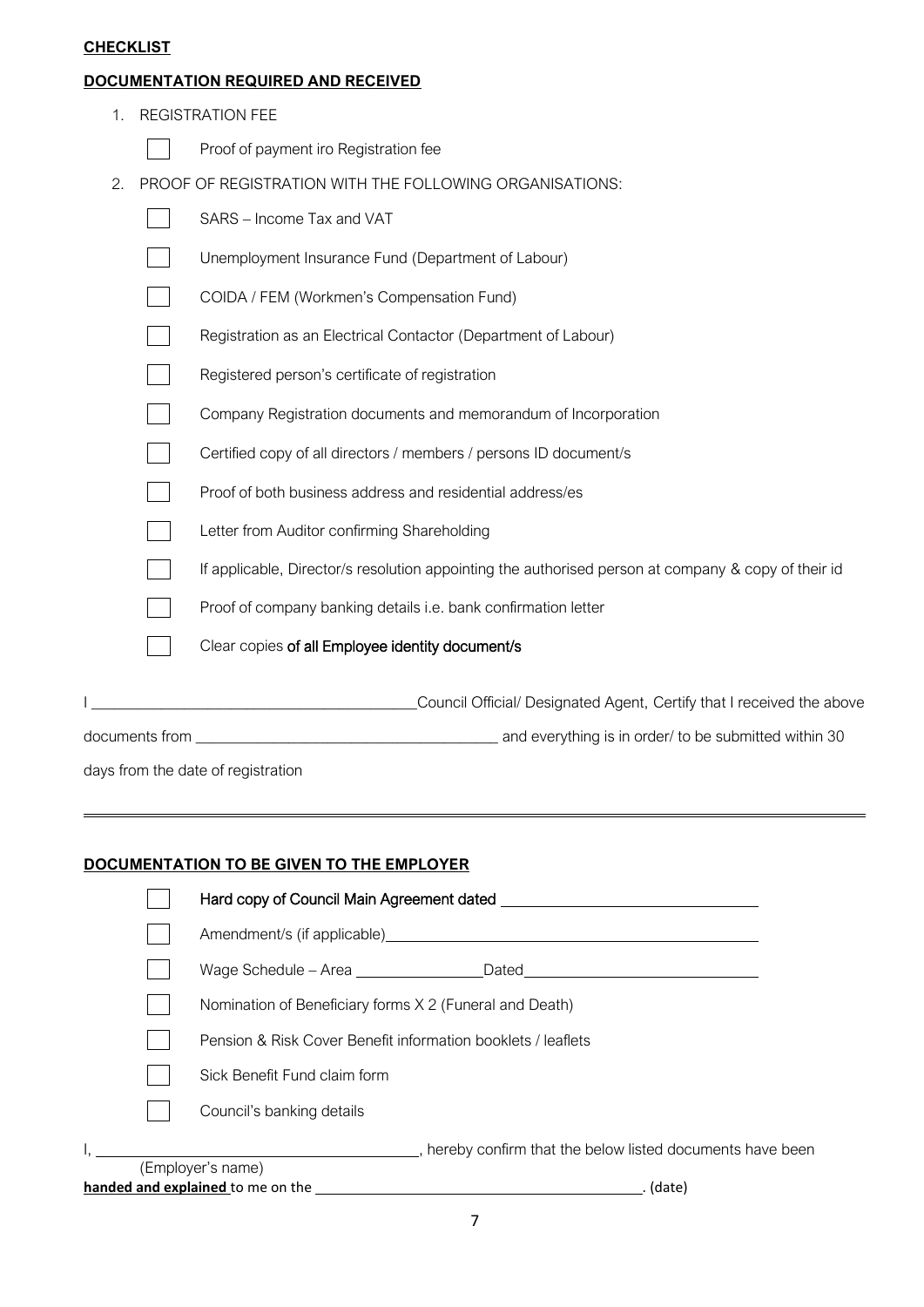**CHECKLIST**

**DOCUMENTATION REQUIRED AND RECEIVED**

1. REGISTRATION FEE
   - [ ] Proof of payment iro Registration fee
2. PROOF OF REGISTRATION WITH THE FOLLOWING ORGANISATIONS:
   - [ ] SARS – Income Tax and VAT
   - [ ] Unemployment Insurance Fund (Department of Labour)
   - [ ] COIDA / FEM (Workmen's Compensation Fund)
   - [ ] Registration as an Electrical Contactor (Department of Labour)
   - [ ] Registered person's certificate of registration
   - [ ] Company Registration documents and memorandum of Incorporation
   - [ ] Certified copy of all directors / members / persons ID document/s
   - [ ] Proof of both business address and residential address/es
   - [ ] Letter from Auditor confirming Shareholding
   - [ ] If applicable, Director/s resolution appointing the authorised person at company & copy of their id
   - [ ] Proof of company banking details i.e. bank confirmation letter
   - [ ] Clear copies **of all Employee identity document/s**

I ________________________________________ Council Official/ Designated Agent, Certify that I received the above documents from ____________________________________ and everything is in order/ to be submitted within 30 days from the date of registration

---

**DOCUMENTATION TO BE GIVEN TO THE EMPLOYER**

- [ ] Hard copy of Council Main Agreement dated ______________________________
- [ ] Amendment/s (if applicable)______________________________________________
- [ ] Wage Schedule – Area _______________Dated___________________________
- [ ] Nomination of Beneficiary forms X 2 (Funeral and Death)
- [ ] Pension & Risk Cover Benefit information booklets / leaflets
- [ ] Sick Benefit Fund claim form
- [ ] Council's banking details

I, ________________________________________, hereby confirm that the below listed documents have been
(Employer's name)
**handed and explained** to me on the ________________________________________. (date)